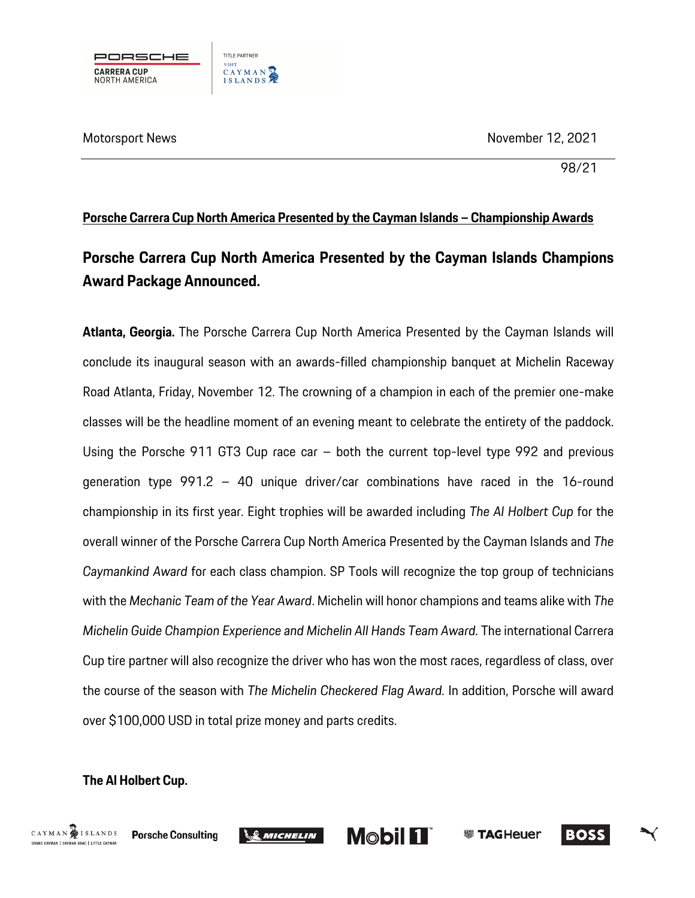Motorsport News

November 12, 2021

98/21

**Porsche Carrera Cup North America Presented by the Cayman Islands – Championship Awards**

# Porsche Carrera Cup North America Presented by the Cayman Islands Champions Award Package Announced.

**Atlanta, Georgia.** The Porsche Carrera Cup North America Presented by the Cayman Islands will conclude its inaugural season with an awards-filled championship banquet at Michelin Raceway Road Atlanta, Friday, November 12. The crowning of a champion in each of the premier one-make classes will be the headline moment of an evening meant to celebrate the entirety of the paddock. Using the Porsche 911 GT3 Cup race car – both the current top-level type 992 and previous generation type 991.2 – 40 unique driver/car combinations have raced in the 16-round championship in its first year. Eight trophies will be awarded including *The Al Holbert Cup* for the overall winner of the Porsche Carrera Cup North America Presented by the Cayman Islands and *The Caymankind Award* for each class champion. SP Tools will recognize the top group of technicians with the *Mechanic Team of the Year Award*. Michelin will honor champions and teams alike with *The Michelin Guide Champion Experience and Michelin All Hands Team Award.* The international Carrera Cup tire partner will also recognize the driver who has won the most races, regardless of class, over the course of the season with *The Michelin Checkered Flag Award.* In addition, Porsche will award over $100,000 USD in total prize money and parts credits.

**The Al Holbert Cup.**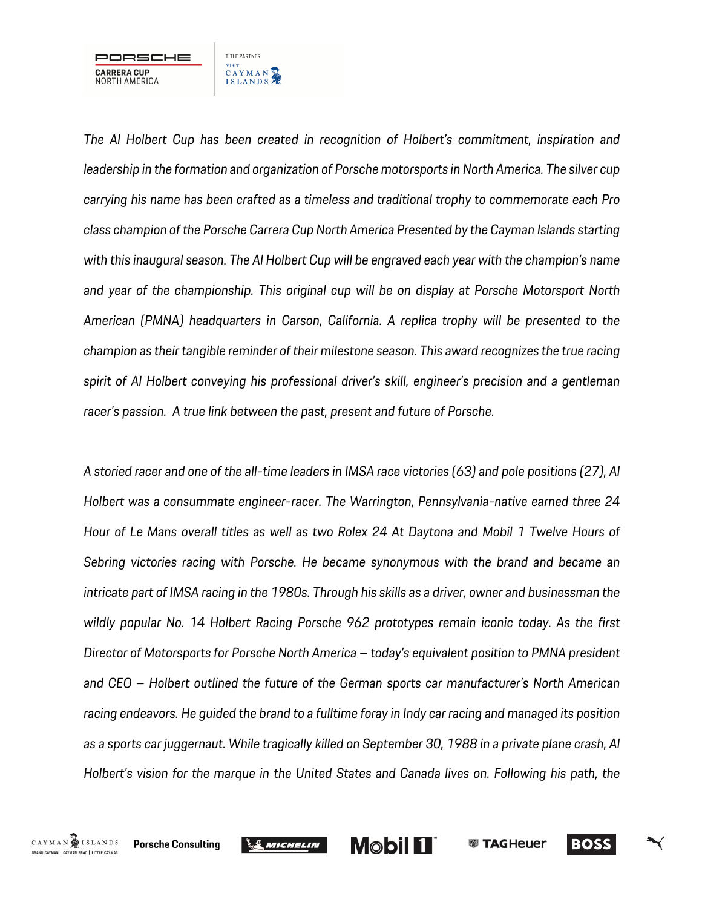*The Al Holbert Cup has been created in recognition of Holbert's commitment, inspiration and leadership in the formation and organization of Porsche motorsports in North America. The silver cup carrying his name has been crafted as a timeless and traditional trophy to commemorate each Pro class champion of the Porsche Carrera Cup North America Presented by the Cayman Islands starting with this inaugural season. The Al Holbert Cup will be engraved each year with the champion's name and year of the championship. This original cup will be on display at Porsche Motorsport North American (PMNA) headquarters in Carson, California. A replica trophy will be presented to the champion as their tangible reminder of their milestone season. This award recognizes the true racing spirit of Al Holbert conveying his professional driver's skill, engineer's precision and a gentleman racer's passion. A true link between the past, present and future of Porsche.*

*A storied racer and one of the all-time leaders in IMSA race victories (63) and pole positions (27), Al Holbert was a consummate engineer-racer. The Warrington, Pennsylvania-native earned three 24 Hour of Le Mans overall titles as well as two Rolex 24 At Daytona and Mobil 1 Twelve Hours of Sebring victories racing with Porsche. He became synonymous with the brand and became an intricate part of IMSA racing in the 1980s. Through his skills as a driver, owner and businessman the wildly popular No. 14 Holbert Racing Porsche 962 prototypes remain iconic today. As the first Director of Motorsports for Porsche North America – today's equivalent position to PMNA president and CEO – Holbert outlined the future of the German sports car manufacturer's North American racing endeavors. He guided the brand to a fulltime foray in Indy car racing and managed its position as a sports car juggernaut. While tragically killed on September 30, 1988 in a private plane crash, Al Holbert's vision for the marque in the United States and Canada lives on. Following his path, the*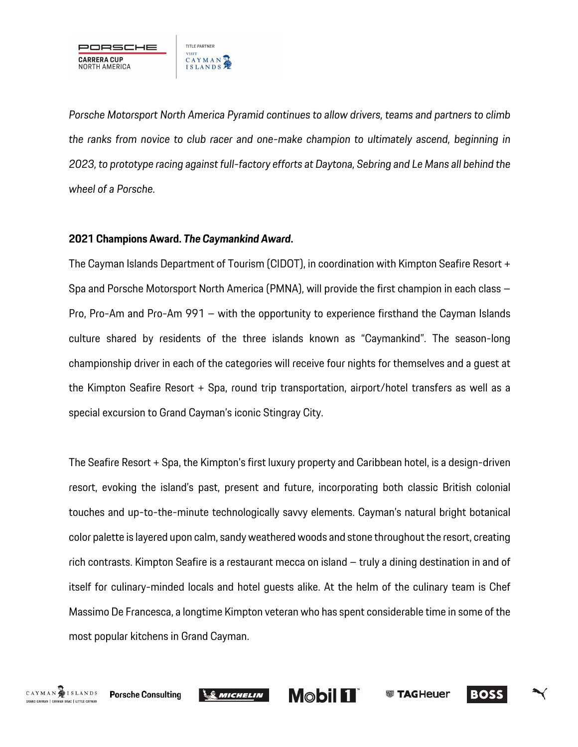*Porsche Motorsport North America Pyramid continues to allow drivers, teams and partners to climb the ranks from novice to club racer and one-make champion to ultimately ascend, beginning in 2023, to prototype racing against full-factory efforts at Daytona, Sebring and Le Mans all behind the wheel of a Porsche.*

**2021 Champions Award. *The Caymankind Award*.**

The Cayman Islands Department of Tourism (CIDOT), in coordination with Kimpton Seafire Resort + Spa and Porsche Motorsport North America (PMNA), will provide the first champion in each class – Pro, Pro-Am and Pro-Am 991 – with the opportunity to experience firsthand the Cayman Islands culture shared by residents of the three islands known as "Caymankind". The season-long championship driver in each of the categories will receive four nights for themselves and a guest at the Kimpton Seafire Resort + Spa, round trip transportation, airport/hotel transfers as well as a special excursion to Grand Cayman's iconic Stingray City.

The Seafire Resort + Spa, the Kimpton's first luxury property and Caribbean hotel, is a design-driven resort, evoking the island's past, present and future, incorporating both classic British colonial touches and up-to-the-minute technologically savvy elements. Cayman's natural bright botanical color palette is layered upon calm, sandy weathered woods and stone throughout the resort, creating rich contrasts. Kimpton Seafire is a restaurant mecca on island – truly a dining destination in and of itself for culinary-minded locals and hotel guests alike. At the helm of the culinary team is Chef Massimo De Francesca, a longtime Kimpton veteran who has spent considerable time in some of the most popular kitchens in Grand Cayman.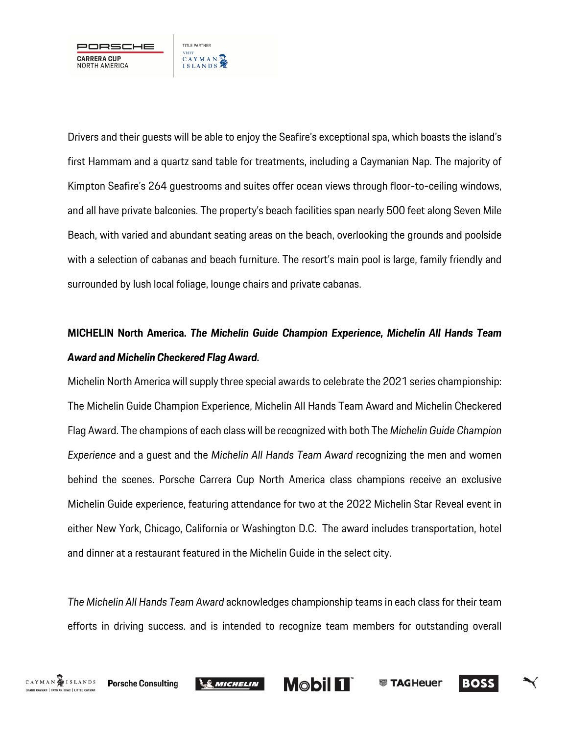Drivers and their guests will be able to enjoy the Seafire's exceptional spa, which boasts the island's first Hammam and a quartz sand table for treatments, including a Caymanian Nap. The majority of Kimpton Seafire's 264 guestrooms and suites offer ocean views through floor-to-ceiling windows, and all have private balconies. The property's beach facilities span nearly 500 feet along Seven Mile Beach, with varied and abundant seating areas on the beach, overlooking the grounds and poolside with a selection of cabanas and beach furniture. The resort's main pool is large, family friendly and surrounded by lush local foliage, lounge chairs and private cabanas.

**MICHELIN North America. *The Michelin Guide Champion Experience, Michelin All Hands Team Award and Michelin Checkered Flag Award.***

Michelin North America will supply three special awards to celebrate the 2021 series championship: The Michelin Guide Champion Experience, Michelin All Hands Team Award and Michelin Checkered Flag Award. The champions of each class will be recognized with both The *Michelin Guide Champion Experience* and a guest and the *Michelin All Hands Team Award* recognizing the men and women behind the scenes. Porsche Carrera Cup North America class champions receive an exclusive Michelin Guide experience, featuring attendance for two at the 2022 Michelin Star Reveal event in either New York, Chicago, California or Washington D.C. The award includes transportation, hotel and dinner at a restaurant featured in the Michelin Guide in the select city.

*The Michelin All Hands Team Award* acknowledges championship teams in each class for their team efforts in driving success. and is intended to recognize team members for outstanding overall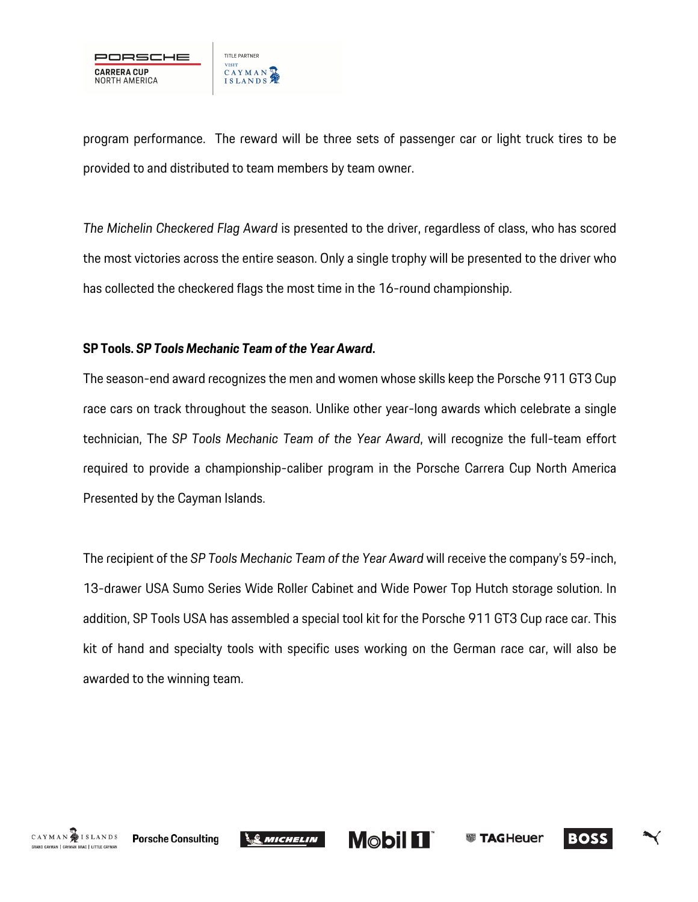program performance. The reward will be three sets of passenger car or light truck tires to be provided to and distributed to team members by team owner.

*The Michelin Checkered Flag Award* is presented to the driver, regardless of class, who has scored the most victories across the entire season. Only a single trophy will be presented to the driver who has collected the checkered flags the most time in the 16-round championship.

**SP Tools. *SP Tools Mechanic Team of the Year Award*.**

The season-end award recognizes the men and women whose skills keep the Porsche 911 GT3 Cup race cars on track throughout the season. Unlike other year-long awards which celebrate a single technician, The *SP Tools Mechanic Team of the Year Award*, will recognize the full-team effort required to provide a championship-caliber program in the Porsche Carrera Cup North America Presented by the Cayman Islands.

The recipient of the *SP Tools Mechanic Team of the Year Award* will receive the company's 59-inch, 13-drawer USA Sumo Series Wide Roller Cabinet and Wide Power Top Hutch storage solution. In addition, SP Tools USA has assembled a special tool kit for the Porsche 911 GT3 Cup race car. This kit of hand and specialty tools with specific uses working on the German race car, will also be awarded to the winning team.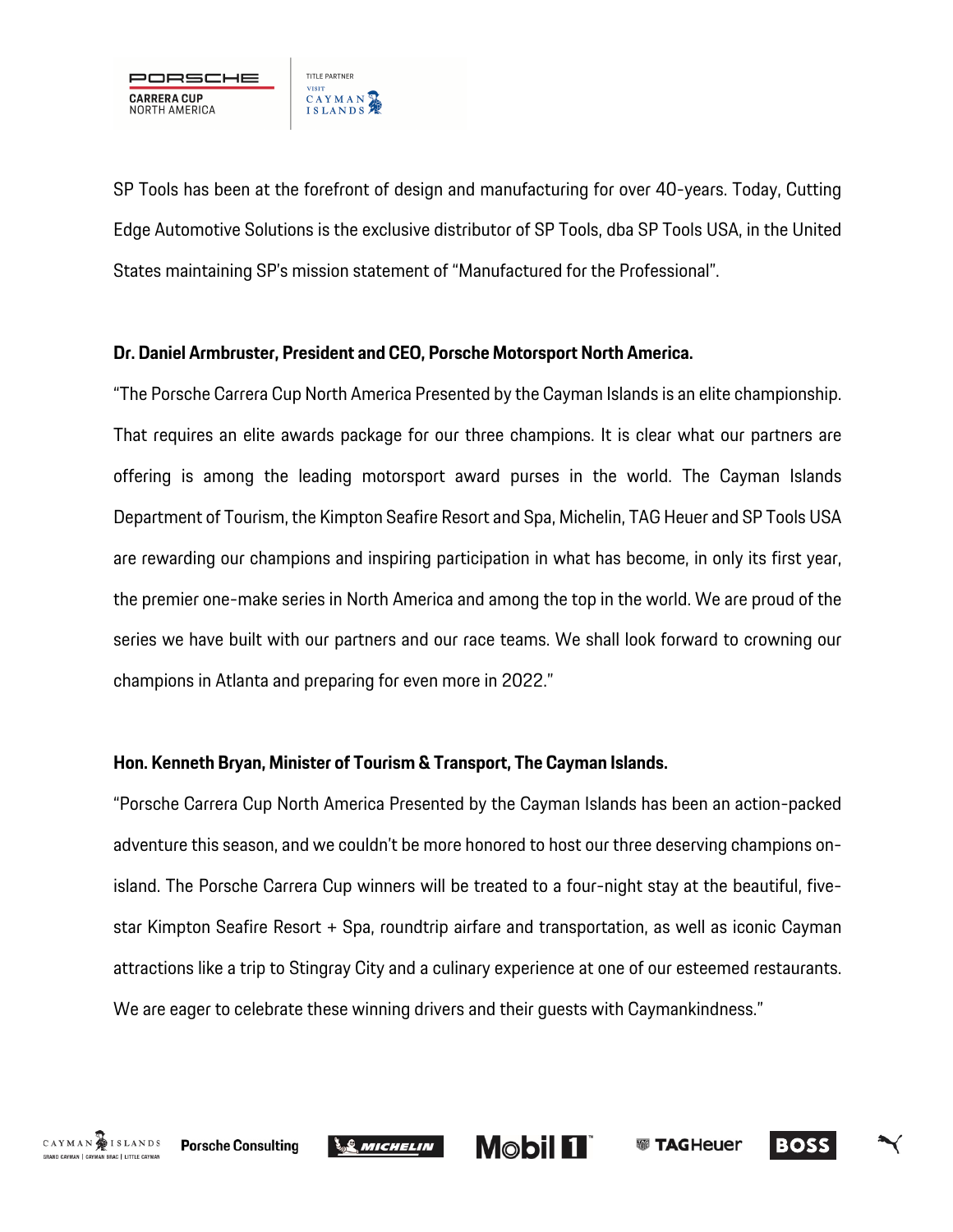SP Tools has been at the forefront of design and manufacturing for over 40-years. Today, Cutting Edge Automotive Solutions is the exclusive distributor of SP Tools, dba SP Tools USA, in the United States maintaining SP's mission statement of "Manufactured for the Professional".

**Dr. Daniel Armbruster, President and CEO, Porsche Motorsport North America.**

"The Porsche Carrera Cup North America Presented by the Cayman Islands is an elite championship. That requires an elite awards package for our three champions. It is clear what our partners are offering is among the leading motorsport award purses in the world. The Cayman Islands Department of Tourism, the Kimpton Seafire Resort and Spa, Michelin, TAG Heuer and SP Tools USA are rewarding our champions and inspiring participation in what has become, in only its first year, the premier one-make series in North America and among the top in the world. We are proud of the series we have built with our partners and our race teams. We shall look forward to crowning our champions in Atlanta and preparing for even more in 2022."

**Hon. Kenneth Bryan, Minister of Tourism & Transport, The Cayman Islands.**

"Porsche Carrera Cup North America Presented by the Cayman Islands has been an action-packed adventure this season, and we couldn't be more honored to host our three deserving champions on-island. The Porsche Carrera Cup winners will be treated to a four-night stay at the beautiful, five-star Kimpton Seafire Resort + Spa, roundtrip airfare and transportation, as well as iconic Cayman attractions like a trip to Stingray City and a culinary experience at one of our esteemed restaurants. We are eager to celebrate these winning drivers and their guests with Caymankindness."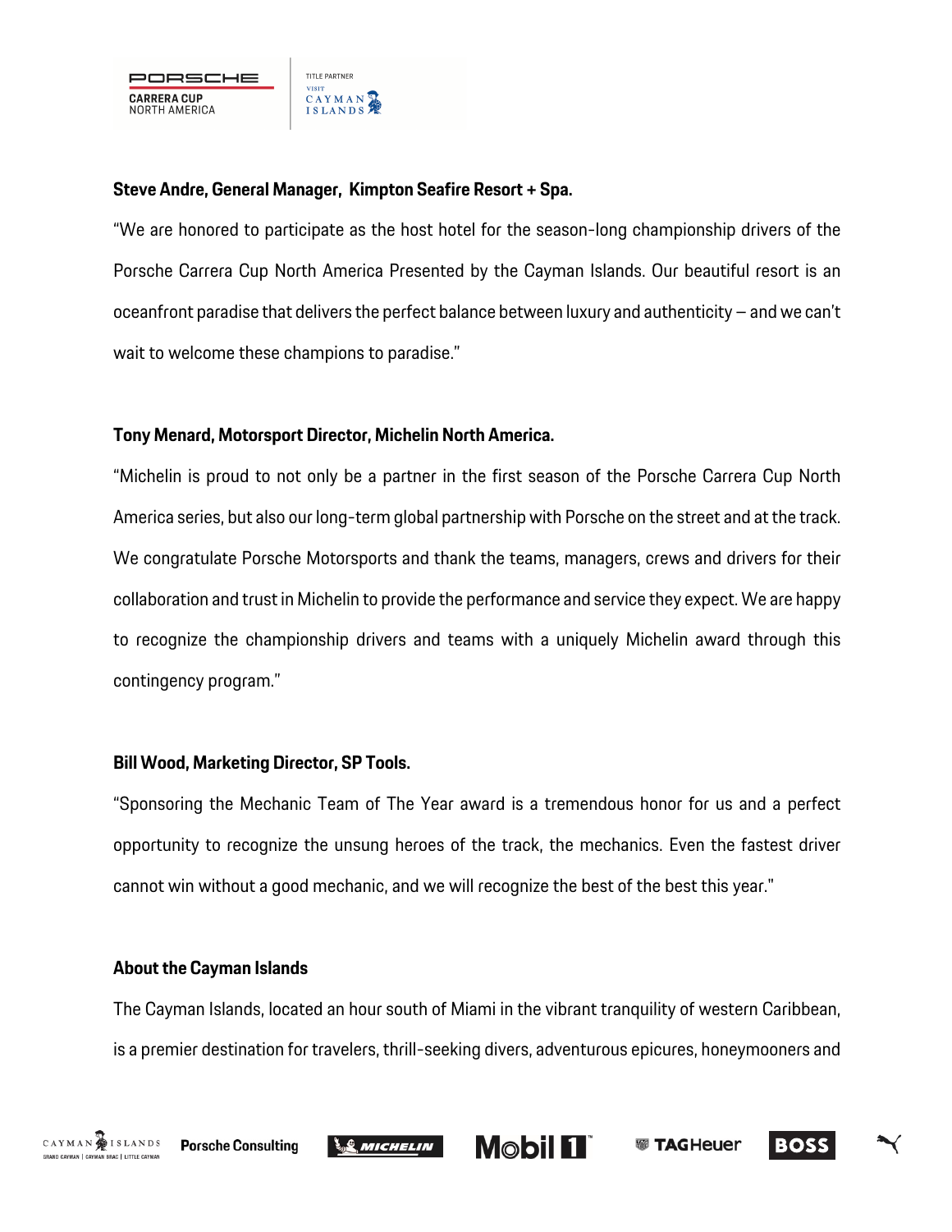**Steve Andre, General Manager, Kimpton Seafire Resort + Spa.**

"We are honored to participate as the host hotel for the season-long championship drivers of the Porsche Carrera Cup North America Presented by the Cayman Islands. Our beautiful resort is an oceanfront paradise that delivers the perfect balance between luxury and authenticity – and we can't wait to welcome these champions to paradise."

**Tony Menard, Motorsport Director, Michelin North America.**

"Michelin is proud to not only be a partner in the first season of the Porsche Carrera Cup North America series, but also our long-term global partnership with Porsche on the street and at the track. We congratulate Porsche Motorsports and thank the teams, managers, crews and drivers for their collaboration and trust in Michelin to provide the performance and service they expect. We are happy to recognize the championship drivers and teams with a uniquely Michelin award through this contingency program."

**Bill Wood, Marketing Director, SP Tools.**

"Sponsoring the Mechanic Team of The Year award is a tremendous honor for us and a perfect opportunity to recognize the unsung heroes of the track, the mechanics. Even the fastest driver cannot win without a good mechanic, and we will recognize the best of the best this year."

**About the Cayman Islands**

The Cayman Islands, located an hour south of Miami in the vibrant tranquility of western Caribbean, is a premier destination for travelers, thrill-seeking divers, adventurous epicures, honeymooners and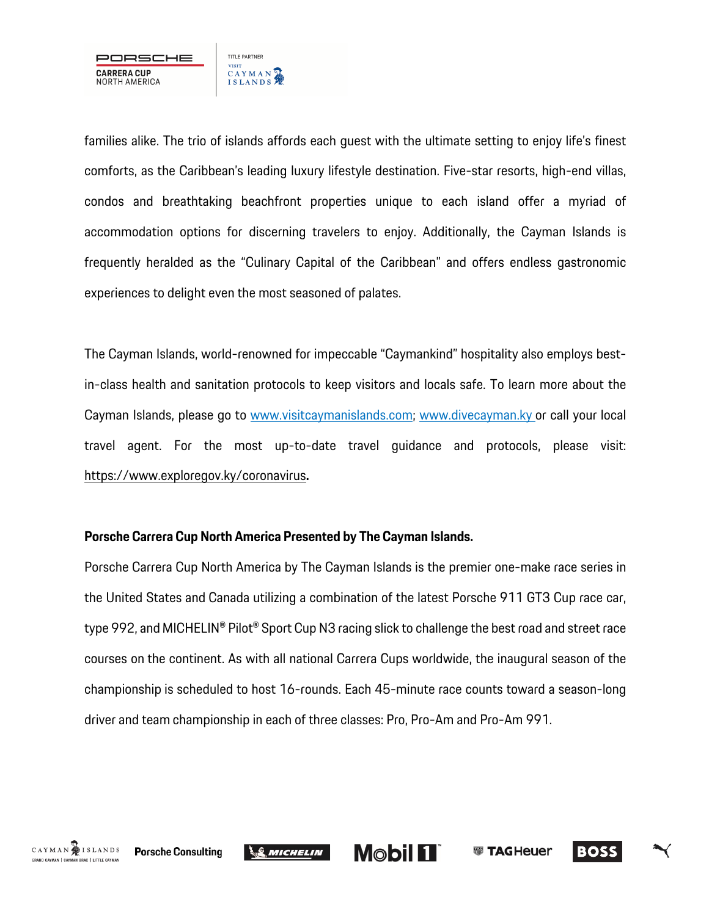families alike. The trio of islands affords each guest with the ultimate setting to enjoy life's finest comforts, as the Caribbean's leading luxury lifestyle destination. Five-star resorts, high-end villas, condos and breathtaking beachfront properties unique to each island offer a myriad of accommodation options for discerning travelers to enjoy. Additionally, the Cayman Islands is frequently heralded as the "Culinary Capital of the Caribbean" and offers endless gastronomic experiences to delight even the most seasoned of palates.

The Cayman Islands, world-renowned for impeccable "Caymankind" hospitality also employs best-in-class health and sanitation protocols to keep visitors and locals safe. To learn more about the Cayman Islands, please go to www.visitcaymanislands.com; www.divecayman.ky or call your local travel agent. For the most up-to-date travel guidance and protocols, please visit: https://www.exploregov.ky/coronavirus.

**Porsche Carrera Cup North America Presented by The Cayman Islands.**

Porsche Carrera Cup North America by The Cayman Islands is the premier one-make race series in the United States and Canada utilizing a combination of the latest Porsche 911 GT3 Cup race car, type 992, and MICHELIN® Pilot® Sport Cup N3 racing slick to challenge the best road and street race courses on the continent. As with all national Carrera Cups worldwide, the inaugural season of the championship is scheduled to host 16-rounds. Each 45-minute race counts toward a season-long driver and team championship in each of three classes: Pro, Pro-Am and Pro-Am 991.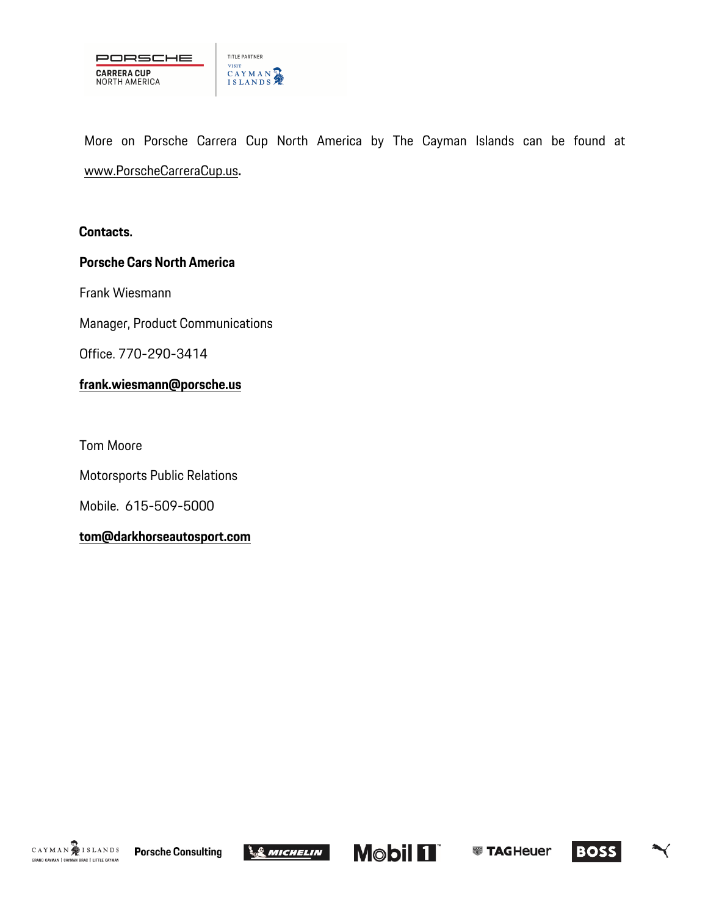More on Porsche Carrera Cup North America by The Cayman Islands can be found at www.PorscheCarreraCup.us.

**Contacts.**

**Porsche Cars North America**

Frank Wiesmann

Manager, Product Communications

Office. 770-290-3414

**frank.wiesmann@porsche.us**

Tom Moore

Motorsports Public Relations

Mobile. 615-509-5000

**tom@darkhorseautosport.com**